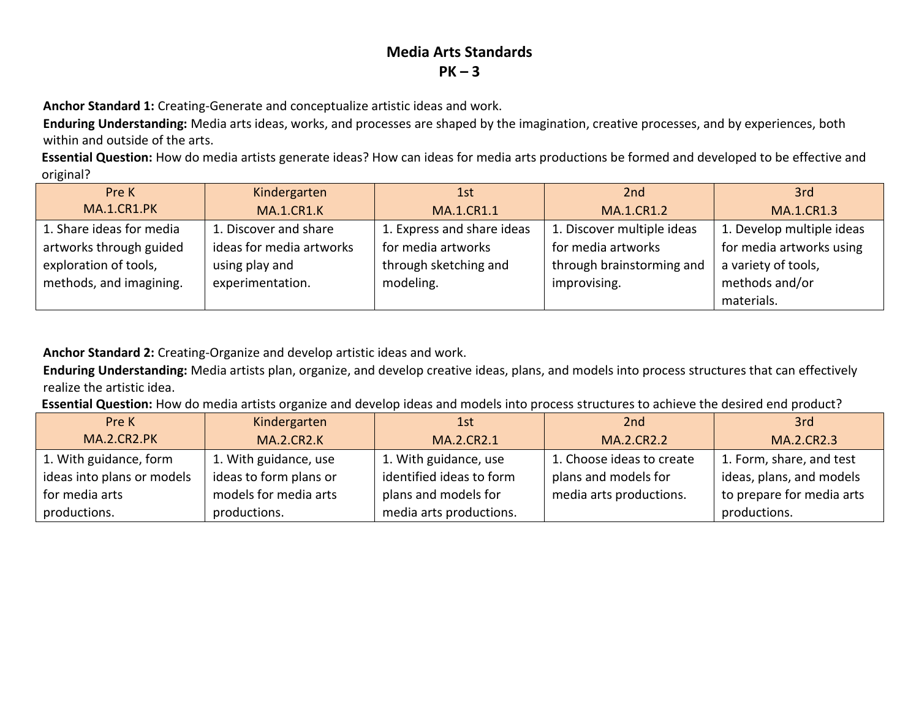# Media Arts Standards
# PK – 3

**Anchor Standard 1:** Creating-Generate and conceptualize artistic ideas and work.

**Enduring Understanding:** Media arts ideas, works, and processes are shaped by the imagination, creative processes, and by experiences, both within and outside of the arts.

**Essential Question:** How do media artists generate ideas? How can ideas for media arts productions be formed and developed to be effective and original?

| Pre K<br>MA.1.CR1.PK | Kindergarten<br>MA.1.CR1.K | 1st<br>MA.1.CR1.1 | 2nd<br>MA.1.CR1.2 | 3rd<br>MA.1.CR1.3 |
|---|---|---|---|---|
| 1. Share ideas for media artworks through guided exploration of tools, methods, and imagining. | 1. Discover and share ideas for media artworks using play and experimentation. | 1. Express and share ideas for media artworks through sketching and modeling. | 1. Discover multiple ideas for media artworks through brainstorming and improvising. | 1. Develop multiple ideas for media artworks using a variety of tools, methods and/or materials. |

**Anchor Standard 2:** Creating-Organize and develop artistic ideas and work.

**Enduring Understanding:** Media artists plan, organize, and develop creative ideas, plans, and models into process structures that can effectively realize the artistic idea.

**Essential Question:** How do media artists organize and develop ideas and models into process structures to achieve the desired end product?

| Pre K<br>MA.2.CR2.PK | Kindergarten<br>MA.2.CR2.K | 1st<br>MA.2.CR2.1 | 2nd<br>MA.2.CR2.2 | 3rd<br>MA.2.CR2.3 |
|---|---|---|---|---|
| 1. With guidance, form ideas into plans or models for media arts productions. | 1. With guidance, use ideas to form plans or models for media arts productions. | 1. With guidance, use identified ideas to form plans and models for media arts productions. | 1. Choose ideas to create plans and models for media arts productions. | 1. Form, share, and test ideas, plans, and models to prepare for media arts productions. |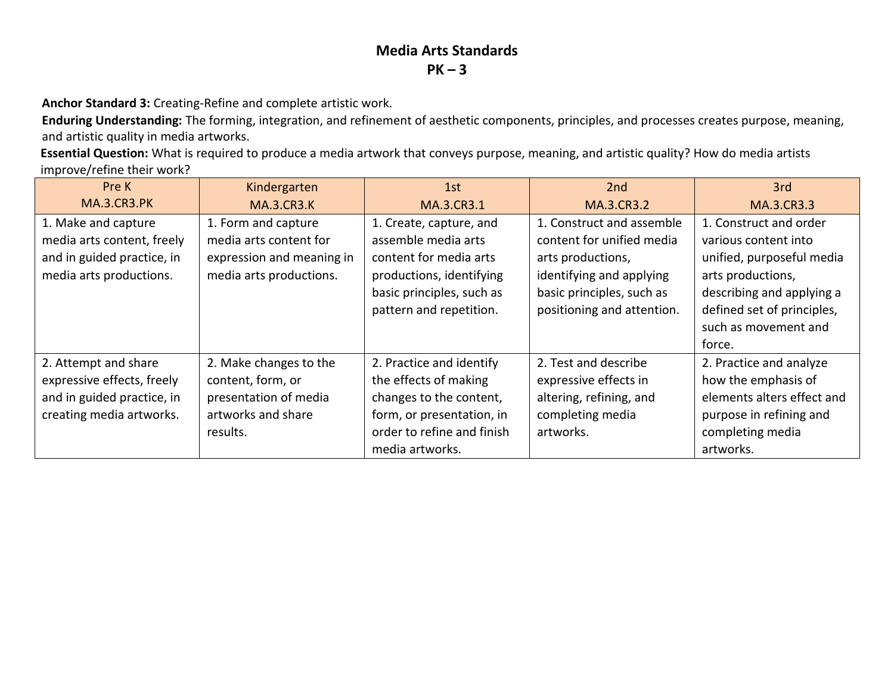# Media Arts Standards
## PK – 3

**Anchor Standard 3:** Creating-Refine and complete artistic work.

**Enduring Understanding:** The forming, integration, and refinement of aesthetic components, principles, and processes creates purpose, meaning, and artistic quality in media artworks.

**Essential Question:** What is required to produce a media artwork that conveys purpose, meaning, and artistic quality? How do media artists improve/refine their work?

| Pre K MA.3.CR3.PK | Kindergarten MA.3.CR3.K | 1st MA.3.CR3.1 | 2nd MA.3.CR3.2 | 3rd MA.3.CR3.3 |
|---|---|---|---|---|
| 1. Make and capture media arts content, freely and in guided practice, in media arts productions. | 1. Form and capture media arts content for expression and meaning in media arts productions. | 1. Create, capture, and assemble media arts content for media arts productions, identifying basic principles, such as pattern and repetition. | 1. Construct and assemble content for unified media arts productions, identifying and applying basic principles, such as positioning and attention. | 1. Construct and order various content into unified, purposeful media arts productions, describing and applying a defined set of principles, such as movement and force. |
| 2. Attempt and share expressive effects, freely and in guided practice, in creating media artworks. | 2. Make changes to the content, form, or presentation of media artworks and share results. | 2. Practice and identify the effects of making changes to the content, form, or presentation, in order to refine and finish media artworks. | 2. Test and describe expressive effects in altering, refining, and completing media artworks. | 2. Practice and analyze how the emphasis of elements alters effect and purpose in refining and completing media artworks. |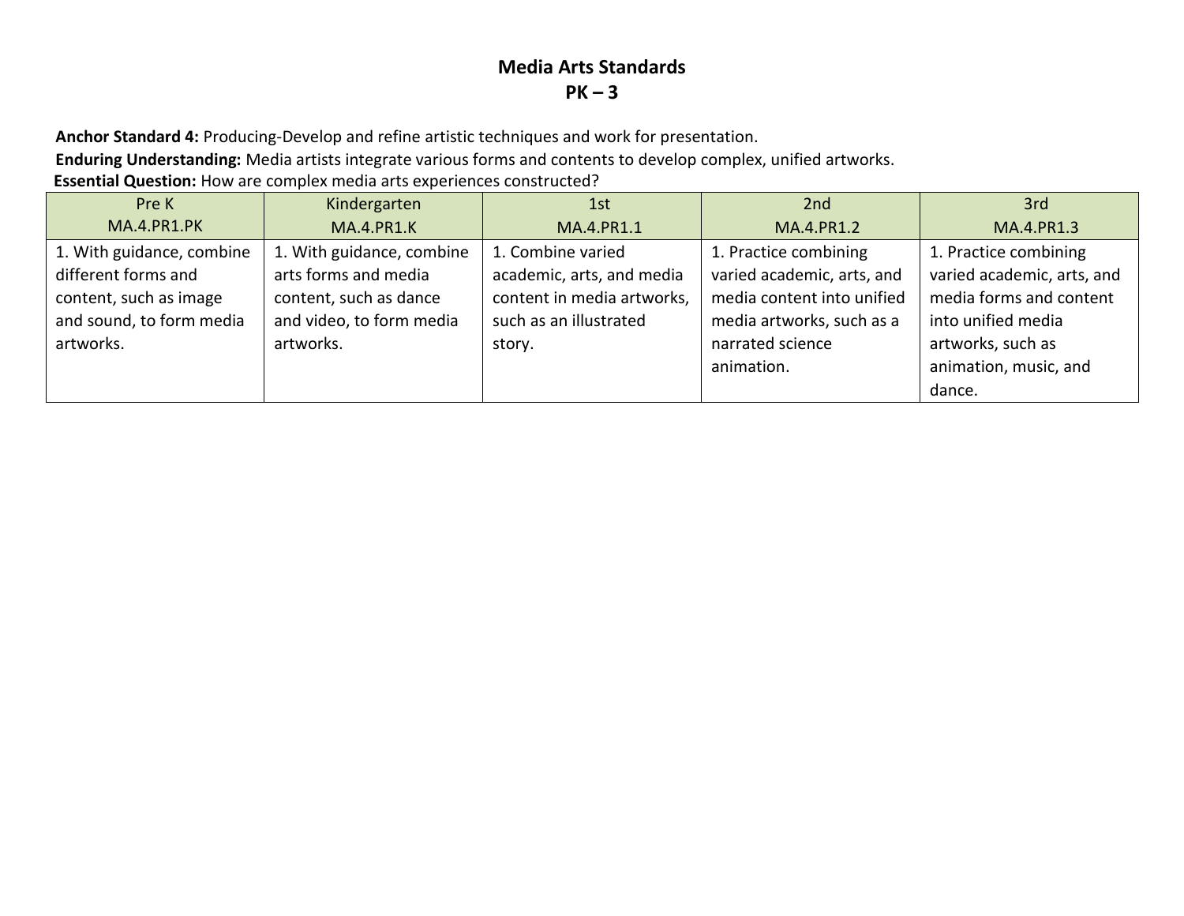# Media Arts Standards
## PK – 3

**Anchor Standard 4:** Producing-Develop and refine artistic techniques and work for presentation.

**Enduring Understanding:** Media artists integrate various forms and contents to develop complex, unified artworks.

**Essential Question:** How are complex media arts experiences constructed?

| Pre K<br>MA.4.PR1.PK | Kindergarten<br>MA.4.PR1.K | 1st<br>MA.4.PR1.1 | 2nd<br>MA.4.PR1.2 | 3rd<br>MA.4.PR1.3 |
|---|---|---|---|---|
| 1. With guidance, combine different forms and content, such as image and sound, to form media artworks. | 1. With guidance, combine arts forms and media content, such as dance and video, to form media artworks. | 1. Combine varied academic, arts, and media content in media artworks, such as an illustrated story. | 1. Practice combining varied academic, arts, and media content into unified media artworks, such as a narrated science animation. | 1. Practice combining varied academic, arts, and media forms and content into unified media artworks, such as animation, music, and dance. |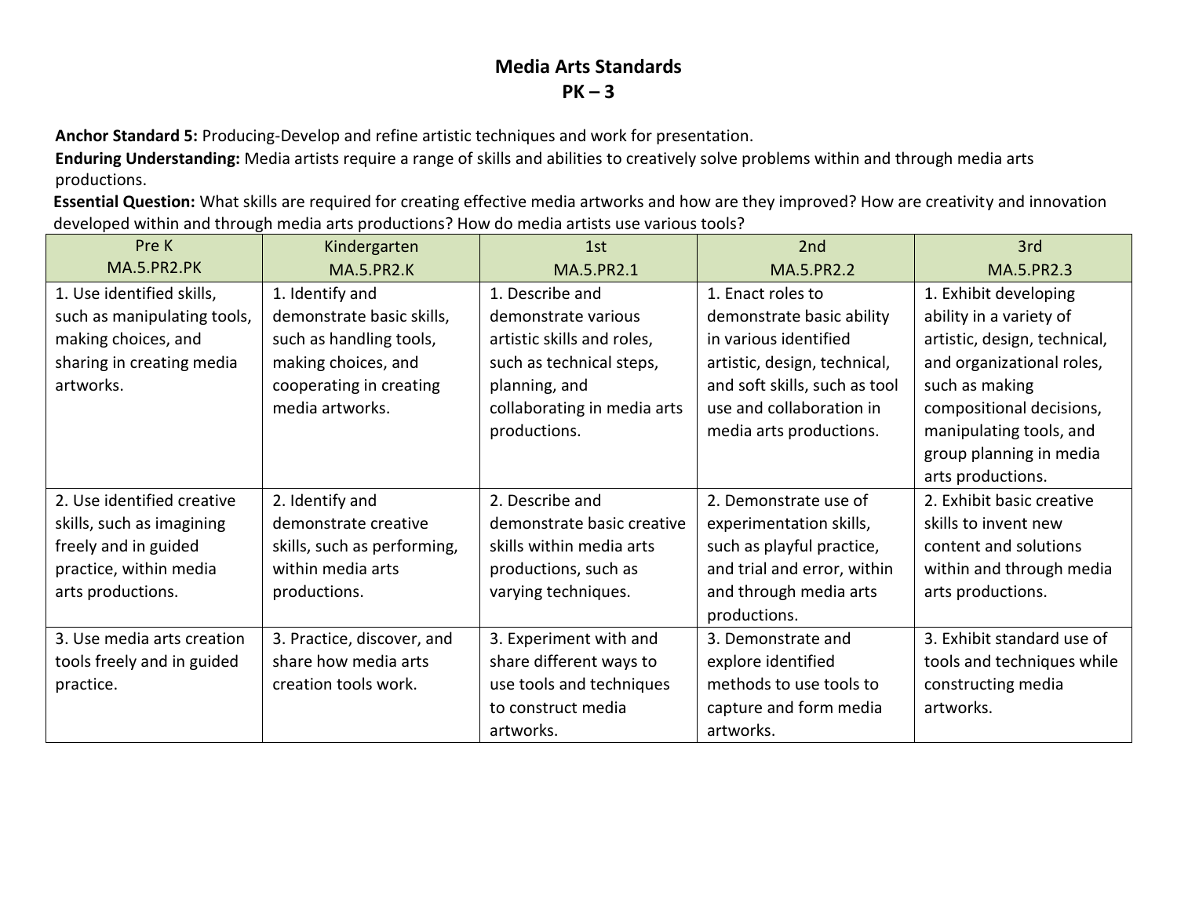# Media Arts Standards
## PK – 3

**Anchor Standard 5:** Producing-Develop and refine artistic techniques and work for presentation.

**Enduring Understanding:** Media artists require a range of skills and abilities to creatively solve problems within and through media arts productions.

**Essential Question:** What skills are required for creating effective media artworks and how are they improved? How are creativity and innovation developed within and through media arts productions? How do media artists use various tools?

| Pre K<br>MA.5.PR2.PK | Kindergarten<br>MA.5.PR2.K | 1st<br>MA.5.PR2.1 | 2nd<br>MA.5.PR2.2 | 3rd<br>MA.5.PR2.3 |
|---|---|---|---|---|
| 1. Use identified skills, such as manipulating tools, making choices, and sharing in creating media artworks. | 1. Identify and demonstrate basic skills, such as handling tools, making choices, and cooperating in creating media artworks. | 1. Describe and demonstrate various artistic skills and roles, such as technical steps, planning, and collaborating in media arts productions. | 1. Enact roles to demonstrate basic ability in various identified artistic, design, technical, and soft skills, such as tool use and collaboration in media arts productions. | 1. Exhibit developing ability in a variety of artistic, design, technical, and organizational roles, such as making compositional decisions, manipulating tools, and group planning in media arts productions. |
| 2. Use identified creative skills, such as imagining freely and in guided practice, within media arts productions. | 2. Identify and demonstrate creative skills, such as performing, within media arts productions. | 2. Describe and demonstrate basic creative skills within media arts productions, such as varying techniques. | 2. Demonstrate use of experimentation skills, such as playful practice, and trial and error, within and through media arts productions. | 2. Exhibit basic creative skills to invent new content and solutions within and through media arts productions. |
| 3. Use media arts creation tools freely and in guided practice. | 3. Practice, discover, and share how media arts creation tools work. | 3. Experiment with and share different ways to use tools and techniques to construct media artworks. | 3. Demonstrate and explore identified methods to use tools to capture and form media artworks. | 3. Exhibit standard use of tools and techniques while constructing media artworks. |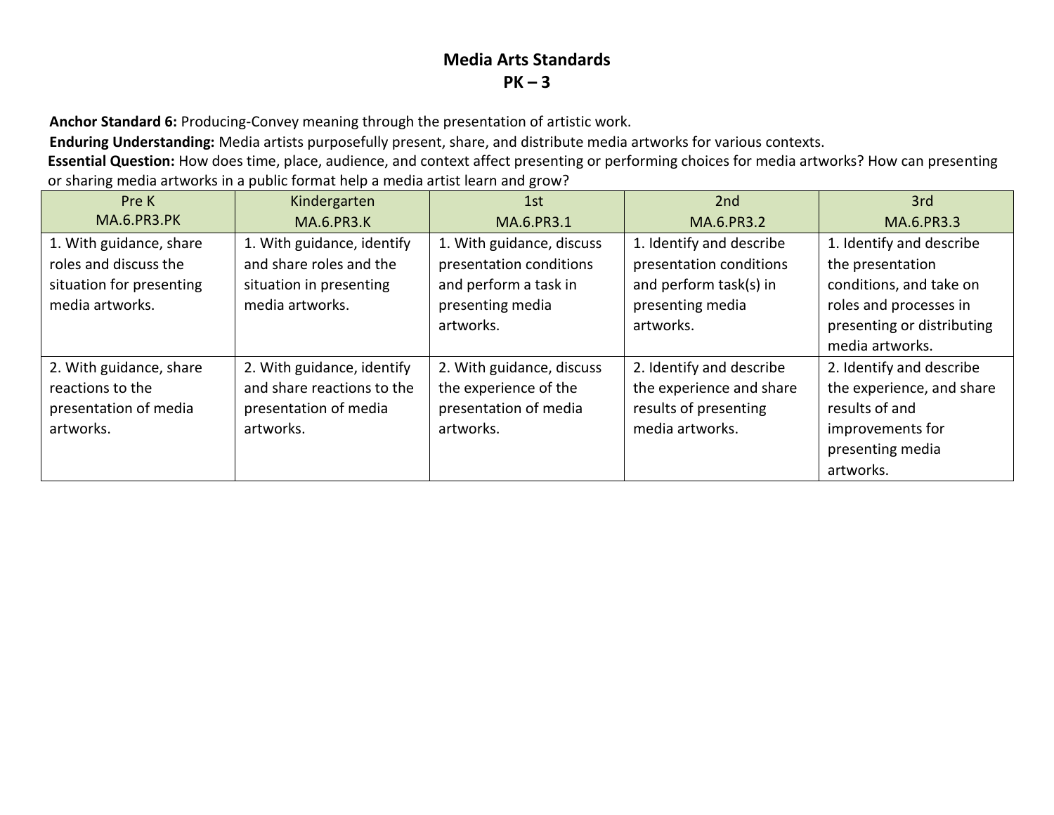# Media Arts Standards
## PK – 3

**Anchor Standard 6:** Producing-Convey meaning through the presentation of artistic work.

**Enduring Understanding:** Media artists purposefully present, share, and distribute media artworks for various contexts.

**Essential Question:** How does time, place, audience, and context affect presenting or performing choices for media artworks? How can presenting or sharing media artworks in a public format help a media artist learn and grow?

| Pre K<br>MA.6.PR3.PK | Kindergarten<br>MA.6.PR3.K | 1st<br>MA.6.PR3.1 | 2nd<br>MA.6.PR3.2 | 3rd<br>MA.6.PR3.3 |
|---|---|---|---|---|
| 1. With guidance, share roles and discuss the situation for presenting media artworks. | 1. With guidance, identify and share roles and the situation in presenting media artworks. | 1. With guidance, discuss presentation conditions and perform a task in presenting media artworks. | 1. Identify and describe presentation conditions and perform task(s) in presenting media artworks. | 1. Identify and describe the presentation conditions, and take on roles and processes in presenting or distributing media artworks. |
| 2. With guidance, share reactions to the presentation of media artworks. | 2. With guidance, identify and share reactions to the presentation of media artworks. | 2. With guidance, discuss the experience of the presentation of media artworks. | 2. Identify and describe the experience and share results of presenting media artworks. | 2. Identify and describe the experience, and share results of and improvements for presenting media artworks. |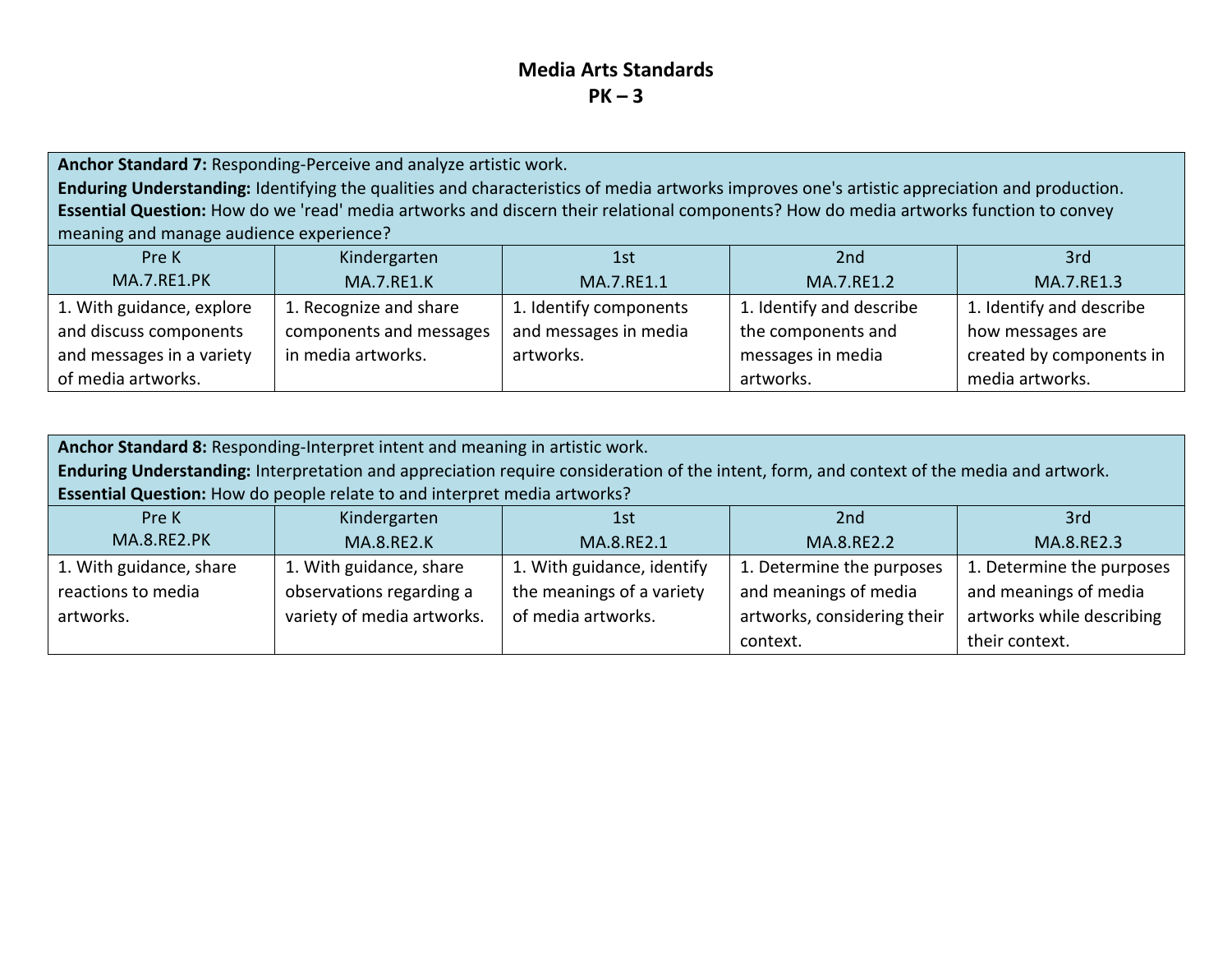# Media Arts Standards
## PK – 3

| **Anchor Standard 7:** Responding-Perceive and analyze artistic work.<br>**Enduring Understanding:** Identifying the qualities and characteristics of media artworks improves one's artistic appreciation and production.<br>**Essential Question:** How do we 'read' media artworks and discern their relational components? How do media artworks function to convey meaning and manage audience experience? | | | | |
|---|---|---|---|---|
| Pre K<br>MA.7.RE1.PK | Kindergarten<br>MA.7.RE1.K | 1st<br>MA.7.RE1.1 | 2nd<br>MA.7.RE1.2 | 3rd<br>MA.7.RE1.3 |
| 1. With guidance, explore and discuss components and messages in a variety of media artworks. | 1. Recognize and share components and messages in media artworks. | 1. Identify components and messages in media artworks. | 1. Identify and describe the components and messages in media artworks. | 1. Identify and describe how messages are created by components in media artworks. |

| **Anchor Standard 8:** Responding-Interpret intent and meaning in artistic work.<br>**Enduring Understanding:** Interpretation and appreciation require consideration of the intent, form, and context of the media and artwork.<br>**Essential Question:** How do people relate to and interpret media artworks? | | | | |
|---|---|---|---|---|
| Pre K<br>MA.8.RE2.PK | Kindergarten<br>MA.8.RE2.K | 1st<br>MA.8.RE2.1 | 2nd<br>MA.8.RE2.2 | 3rd<br>MA.8.RE2.3 |
| 1. With guidance, share reactions to media artworks. | 1. With guidance, share observations regarding a variety of media artworks. | 1. With guidance, identify the meanings of a variety of media artworks. | 1. Determine the purposes and meanings of media artworks, considering their context. | 1. Determine the purposes and meanings of media artworks while describing their context. |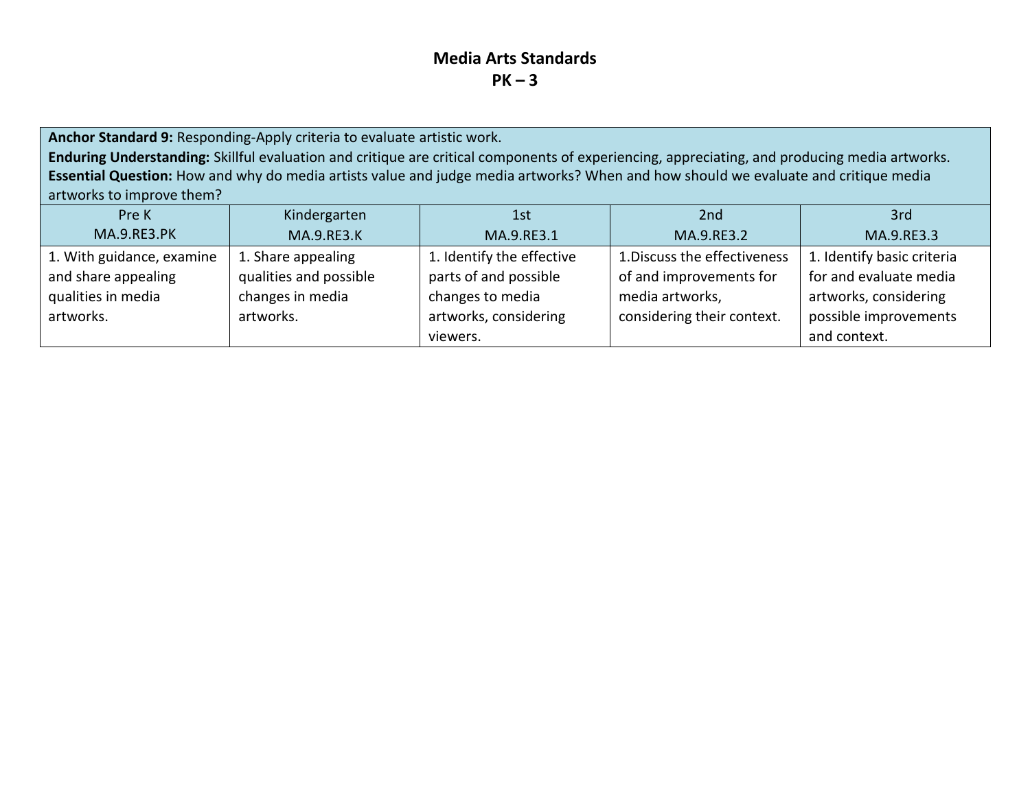# Media Arts Standards
## PK – 3

| **Anchor Standard 9:** Responding-Apply criteria to evaluate artistic work.<br>**Enduring Understanding:** Skillful evaluation and critique are critical components of experiencing, appreciating, and producing media artworks.<br>**Essential Question:** How and why do media artists value and judge media artworks? When and how should we evaluate and critique media artworks to improve them? | | | | |
|---|---|---|---|---|
| Pre K<br>MA.9.RE3.PK | Kindergarten<br>MA.9.RE3.K | 1st<br>MA.9.RE3.1 | 2nd<br>MA.9.RE3.2 | 3rd<br>MA.9.RE3.3 |
| 1. With guidance, examine and share appealing qualities in media artworks. | 1. Share appealing qualities and possible changes in media artworks. | 1. Identify the effective parts of and possible changes to media artworks, considering viewers. | 1.Discuss the effectiveness of and improvements for media artworks, considering their context. | 1. Identify basic criteria for and evaluate media artworks, considering possible improvements and context. |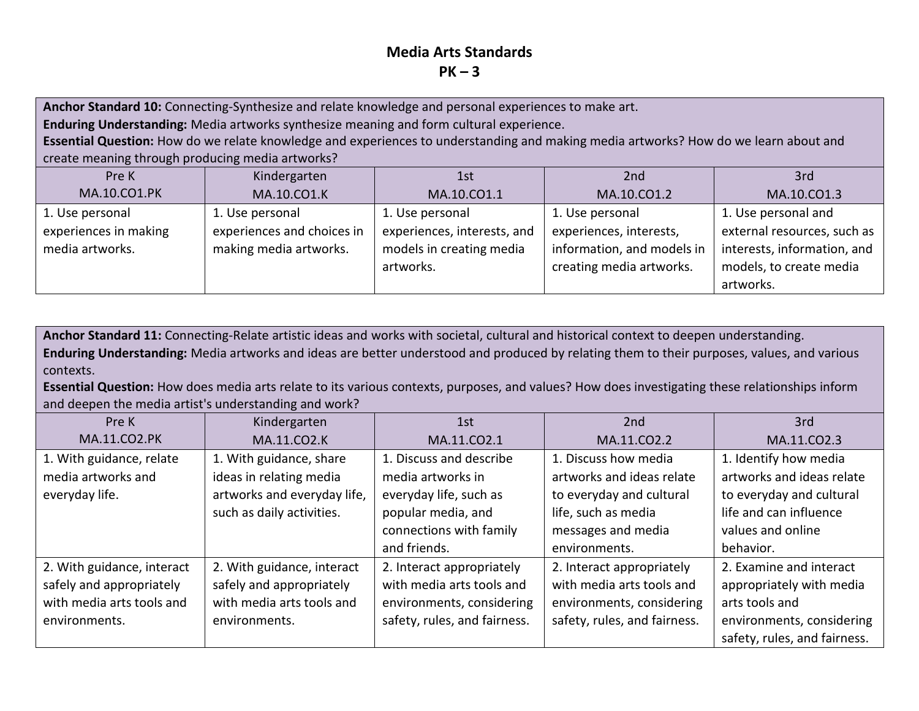# Media Arts Standards
## PK – 3

| **Anchor Standard 10:** Connecting-Synthesize and relate knowledge and personal experiences to make art.<br>**Enduring Understanding:** Media artworks synthesize meaning and form cultural experience.<br>**Essential Question:** How do we relate knowledge and experiences to understanding and making media artworks? How do we learn about and create meaning through producing media artworks? | | | | |
|---|---|---|---|---|
| Pre K<br>MA.10.CO1.PK | Kindergarten<br>MA.10.CO1.K | 1st<br>MA.10.CO1.1 | 2nd<br>MA.10.CO1.2 | 3rd<br>MA.10.CO1.3 |
| 1. Use personal experiences in making media artworks. | 1. Use personal experiences and choices in making media artworks. | 1. Use personal experiences, interests, and models in creating media artworks. | 1. Use personal experiences, interests, information, and models in creating media artworks. | 1. Use personal and external resources, such as interests, information, and models, to create media artworks. |

| **Anchor Standard 11:** Connecting-Relate artistic ideas and works with societal, cultural and historical context to deepen understanding.<br>**Enduring Understanding:** Media artworks and ideas are better understood and produced by relating them to their purposes, values, and various contexts.<br>**Essential Question:** How does media arts relate to its various contexts, purposes, and values? How does investigating these relationships inform and deepen the media artist's understanding and work? | | | | |
|---|---|---|---|---|
| Pre K<br>MA.11.CO2.PK | Kindergarten<br>MA.11.CO2.K | 1st<br>MA.11.CO2.1 | 2nd<br>MA.11.CO2.2 | 3rd<br>MA.11.CO2.3 |
| 1. With guidance, relate media artworks and everyday life. | 1. With guidance, share ideas in relating media artworks and everyday life, such as daily activities. | 1. Discuss and describe media artworks in everyday life, such as popular media, and connections with family and friends. | 1. Discuss how media artworks and ideas relate to everyday and cultural life, such as media messages and media environments. | 1. Identify how media artworks and ideas relate to everyday and cultural life and can influence values and online behavior. |
| 2. With guidance, interact safely and appropriately with media arts tools and environments. | 2. With guidance, interact safely and appropriately with media arts tools and environments. | 2. Interact appropriately with media arts tools and environments, considering safety, rules, and fairness. | 2. Interact appropriately with media arts tools and environments, considering safety, rules, and fairness. | 2. Examine and interact appropriately with media arts tools and environments, considering safety, rules, and fairness. |